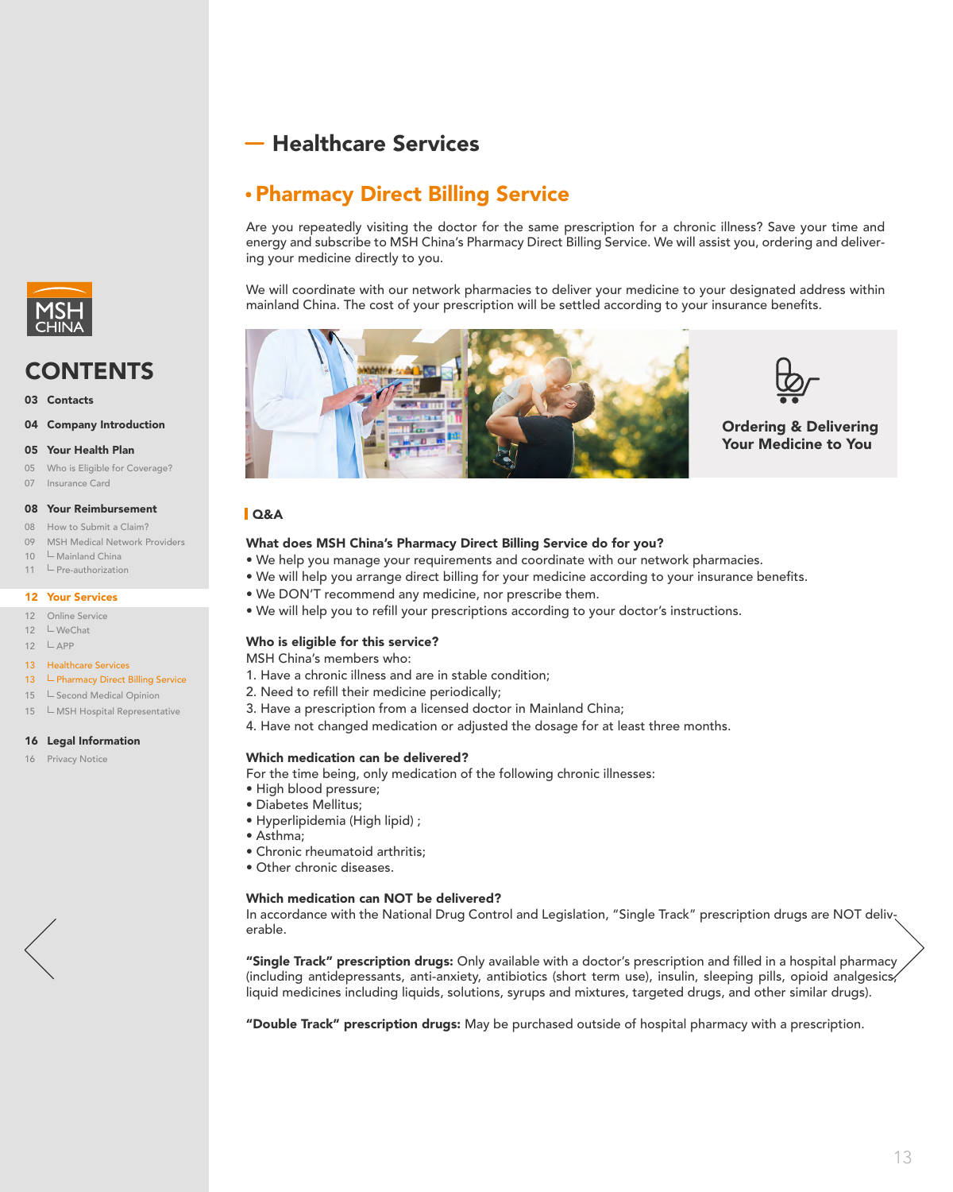# Healthcare Services

## • Pharmacy Direct Billing Service

Are you repeatedly visiting the doctor for the same prescription for a chronic illness? Save your time and energy and subscribe to MSH China's Pharmacy Direct Billing Service. We will assist you, ordering and delivering your medicine directly to you.

We will coordinate with our network pharmacies to deliver your medicine to your designated address within mainland China. The cost of your prescription will be settled according to your insurance benefits.

**Ordering & Delivering Your Medicine to You**

### Q&A

**What does MSH China's Pharmacy Direct Billing Service do for you?**

- We help you manage your requirements and coordinate with our network pharmacies.
- We will help you arrange direct billing for your medicine according to your insurance benefits.
- We DON'T recommend any medicine, nor prescribe them.
- We will help you to refill your prescriptions according to your doctor's instructions.

**Who is eligible for this service?**

MSH China's members who:

1. Have a chronic illness and are in stable condition;
2. Need to refill their medicine periodically;
3. Have a prescription from a licensed doctor in Mainland China;
4. Have not changed medication or adjusted the dosage for at least three months.

**Which medication can be delivered?**

For the time being, only medication of the following chronic illnesses:

- High blood pressure;
- Diabetes Mellitus;
- Hyperlipidemia (High lipid) ;
- Asthma;
- Chronic rheumatoid arthritis;
- Other chronic diseases.

**Which medication can NOT be delivered?**

In accordance with the National Drug Control and Legislation, "Single Track" prescription drugs are NOT deliverable.

**"Single Track" prescription drugs:** Only available with a doctor's prescription and filled in a hospital pharmacy (including antidepressants, anti-anxiety, antibiotics (short term use), insulin, sleeping pills, opioid analgesics, liquid medicines including liquids, solutions, syrups and mixtures, targeted drugs, and other similar drugs).

**"Double Track" prescription drugs:** May be purchased outside of hospital pharmacy with a prescription.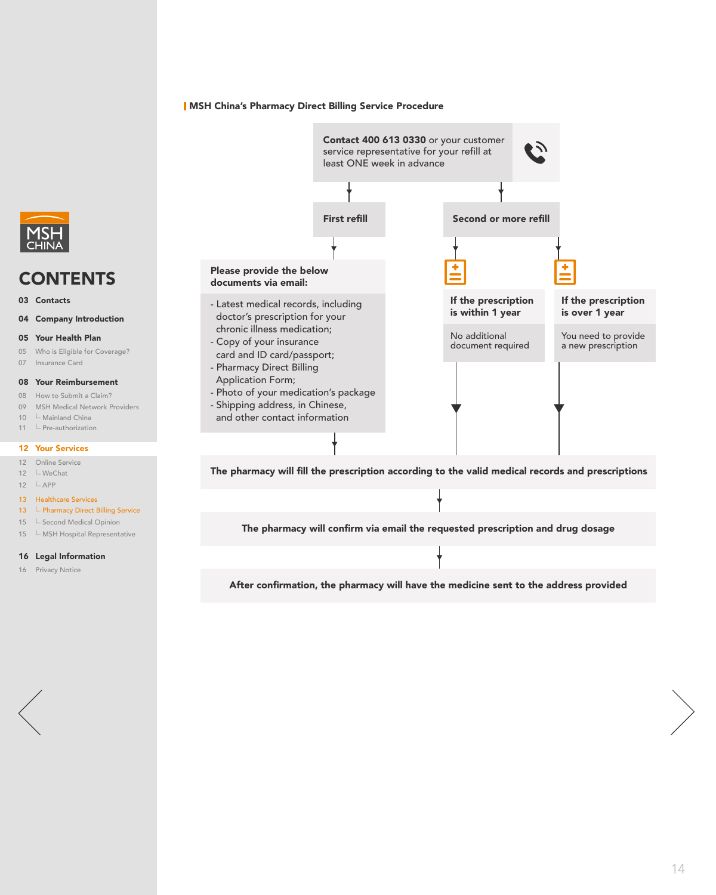CONTENTS

03 Contacts

04 Company Introduction

05 Your Health Plan
- 05 Who is Eligible for Coverage?
- 07 Insurance Card

08 Your Reimbursement
- 08 How to Submit a Claim?
- 09 MSH Medical Network Providers
- 10 └ Mainland China
- 11 └ Pre-authorization

12 Your Services
- 12 Online Service
- 12 └ WeChat
- 12 └ APP
- 13 Healthcare Services
- 13 └ Pharmacy Direct Billing Service
- 15 └ Second Medical Opinion
- 15 └ MSH Hospital Representative

16 Legal Information
- 16 Privacy Notice

## MSH China's Pharmacy Direct Billing Service Procedure

**Contact 400 613 0330** or your customer service representative for your refill at least ONE week in advance

**First refill**

**Please provide the below documents via email:**

- Latest medical records, including doctor's prescription for your chronic illness medication;
- Copy of your insurance card and ID card/passport;
- Pharmacy Direct Billing Application Form;
- Photo of your medication's package
- Shipping address, in Chinese, and other contact information

**Second or more refill**

**If the prescription is within 1 year**

No additional document required

**If the prescription is over 1 year**

You need to provide a new prescription

**The pharmacy will fill the prescription according to the valid medical records and prescriptions**

**The pharmacy will confirm via email the requested prescription and drug dosage**

**After confirmation, the pharmacy will have the medicine sent to the address provided**